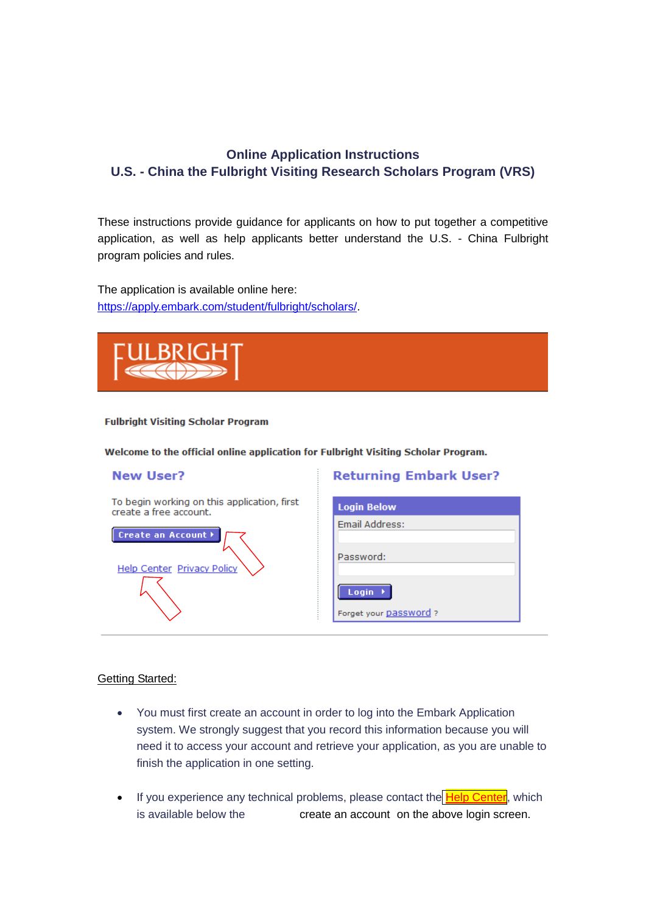## Online Application Instructions
## U.S. - China the Fulbright Visiting Research Scholars Program (VRS)

These instructions provide guidance for applicants on how to put together a competitive application, as well as help applicants better understand the U.S. - China Fulbright program policies and rules.

The application is available online here:
https://apply.embark.com/student/fulbright/scholars/.

FULBRIGHT

**Fulbright Visiting Scholar Program**

**Welcome to the official online application for Fulbright Visiting Scholar Program.**

**New User?**

To begin working on this application, first create a free account.

Create an Account

Help Center Privacy Policy

**Returning Embark User?**

Login Below

Email Address:

Password:

Login

Forget your password ?

Getting Started:

- You must first create an account in order to log into the Embark Application system. We strongly suggest that you record this information because you will need it to access your account and retrieve your application, as you are unable to finish the application in one setting.
- If you experience any technical problems, please contact the Help Center, which is available below the create an account on the above login screen.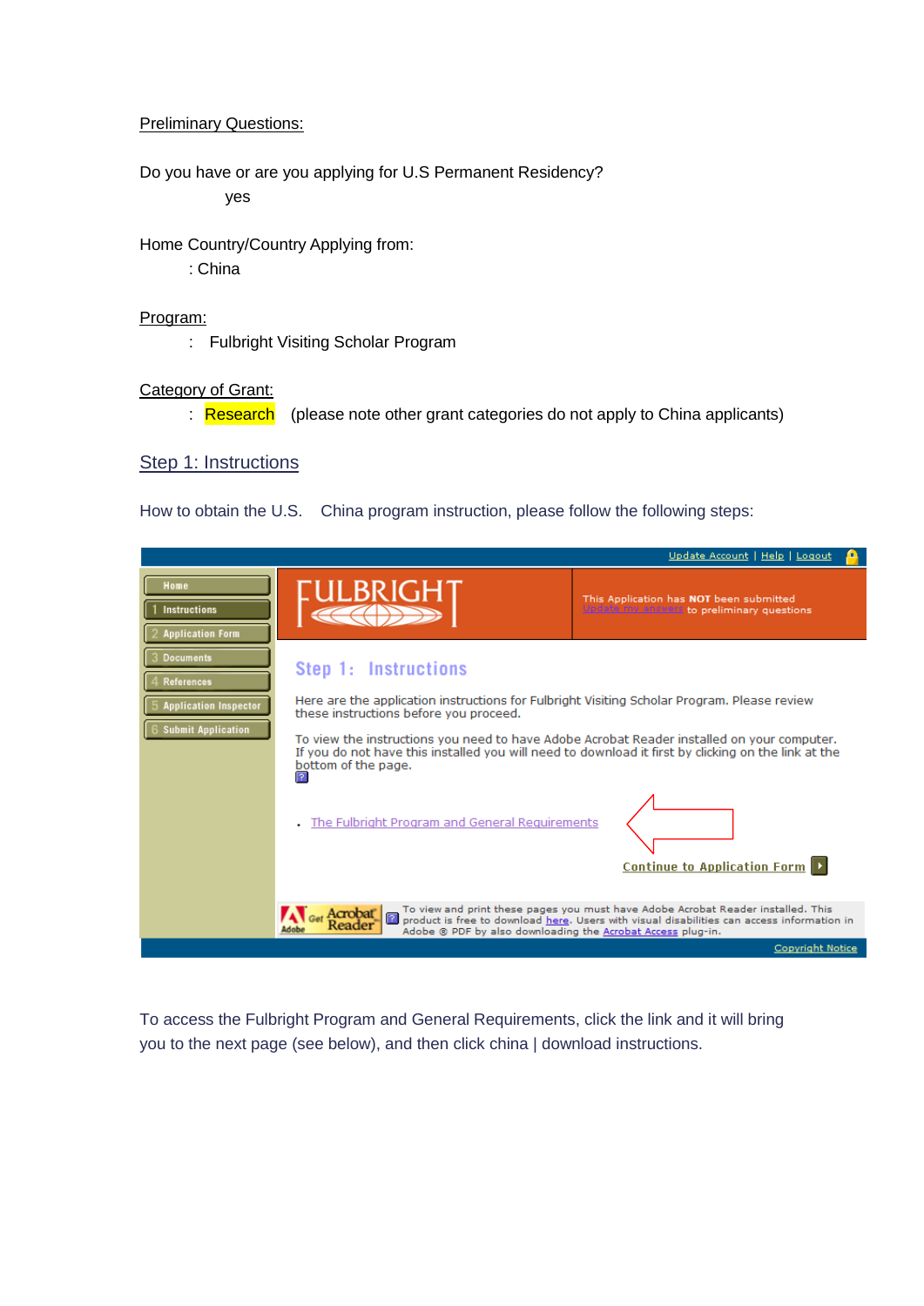Preliminary Questions:

Do you have or are you applying for U.S Permanent Residency?

yes

Home Country/Country Applying from:

: China

Program:

: Fulbright Visiting Scholar Program

Category of Grant:

: Research (please note other grant categories do not apply to China applicants)

## Step 1: Instructions

How to obtain the U.S. China program instruction, please follow the following steps:

Update Account | Help | Logout

Home
1 Instructions
2 Application Form
3 Documents
4 References
5 Application Inspector
6 Submit Application

FULBRIGHT

This Application has **NOT** been submitted
Update my answers to preliminary questions

### Step 1: Instructions

Here are the application instructions for Fulbright Visiting Scholar Program. Please review these instructions before you proceed.

To view the instructions you need to have Adobe Acrobat Reader installed on your computer. If you do not have this installed you will need to download it first by clicking on the link at the bottom of the page.

- The Fulbright Program and General Requirements

Continue to Application Form

Get Acrobat Reader

To view and print these pages you must have Adobe Acrobat Reader installed. This product is free to download here. Users with visual disabilities can access information in Adobe ® PDF by also downloading the Acrobat Access plug-in.

Copyright Notice

To access the Fulbright Program and General Requirements, click the link and it will bring you to the next page (see below), and then click china | download instructions.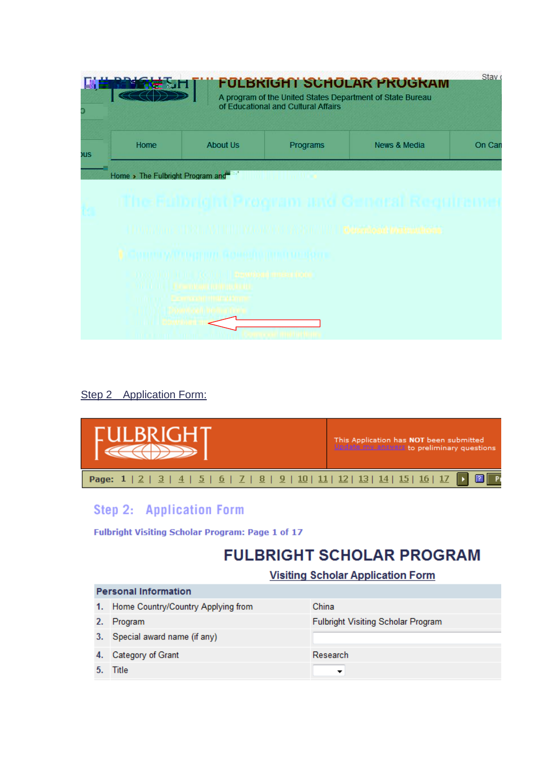FULBRIGHT SCHOLAR PROGRAM

A program of the United States Department of State Bureau of Educational and Cultural Affairs

Home | About Us | Programs | News & Media | On Can

Home › The Fulbright Program and

Step 2 Application Form:

FULBRIGHT

This Application has **NOT** been submitted
Update my answers to preliminary questions

Page: 1 | 2 | 3 | 4 | 5 | 6 | 7 | 8 | 9 | 10 | 11 | 12 | 13 | 14 | 15 | 16 | 17

## Step 2: Application Form

**Fulbright Visiting Scholar Program: Page 1 of 17**

# FULBRIGHT SCHOLAR PROGRAM

## Visiting Scholar Application Form

| Personal Information | | |
|---|---|---|
| 1. | Home Country/Country Applying from | China |
| 2. | Program | Fulbright Visiting Scholar Program |
| 3. | Special award name (if any) | |
| 4. | Category of Grant | Research |
| 5. | Title | |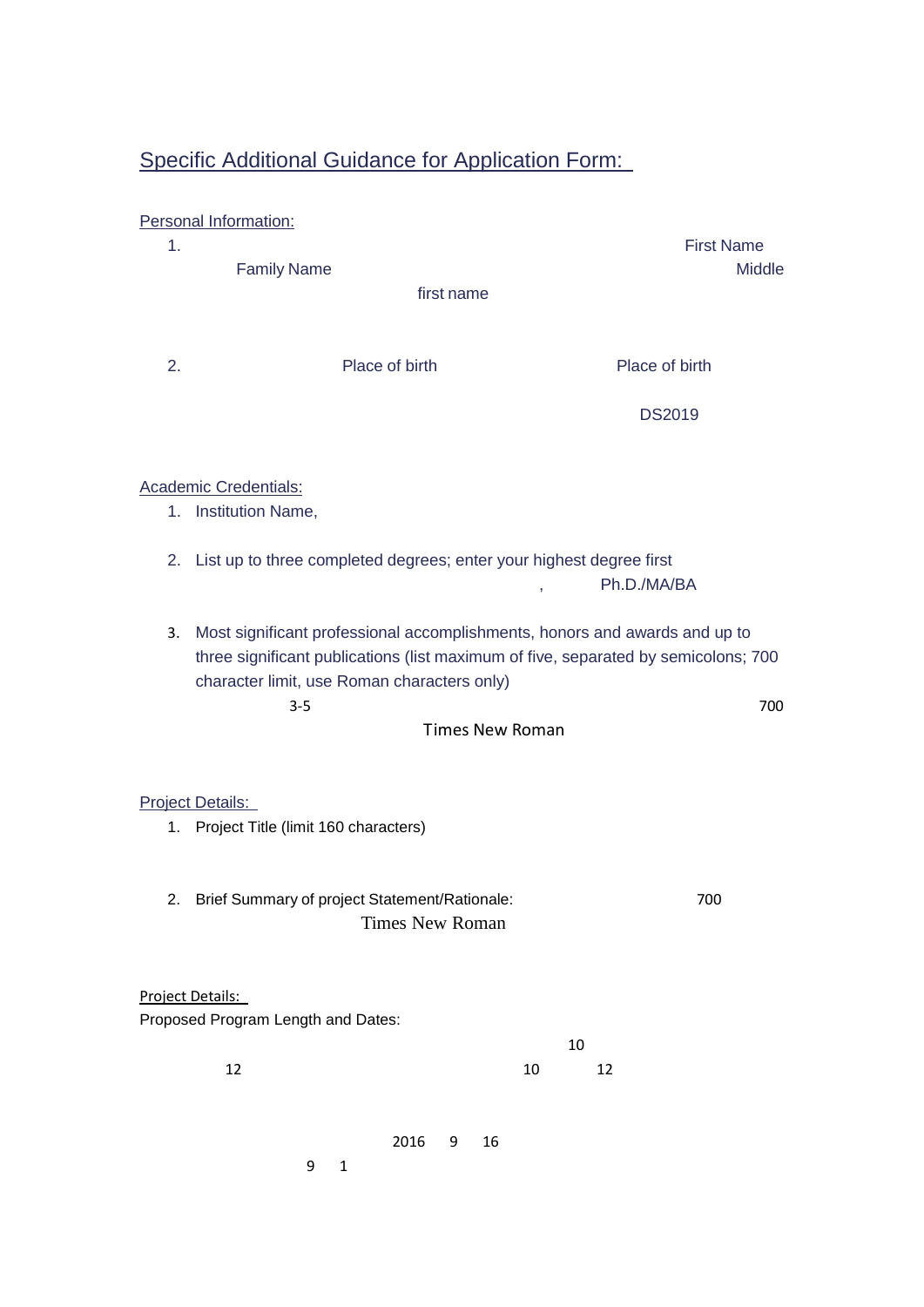## Specific Additional Guidance for Application Form:

Personal Information:

1. First Name
   Family Name Middle
   first name

2. Place of birth Place of birth

   DS2019

Academic Credentials:

1. Institution Name,

2. List up to three completed degrees; enter your highest degree first
   , Ph.D./MA/BA

3. Most significant professional accomplishments, honors and awards and up to three significant publications (list maximum of five, separated by semicolons; 700 character limit, use Roman characters only)
   3-5 700
   Times New Roman

Project Details:

1. Project Title (limit 160 characters)

2. Brief Summary of project Statement/Rationale: 700
   Times New Roman

Project Details:

Proposed Program Length and Dates:

10

12 10 12

2016 9 16

9 1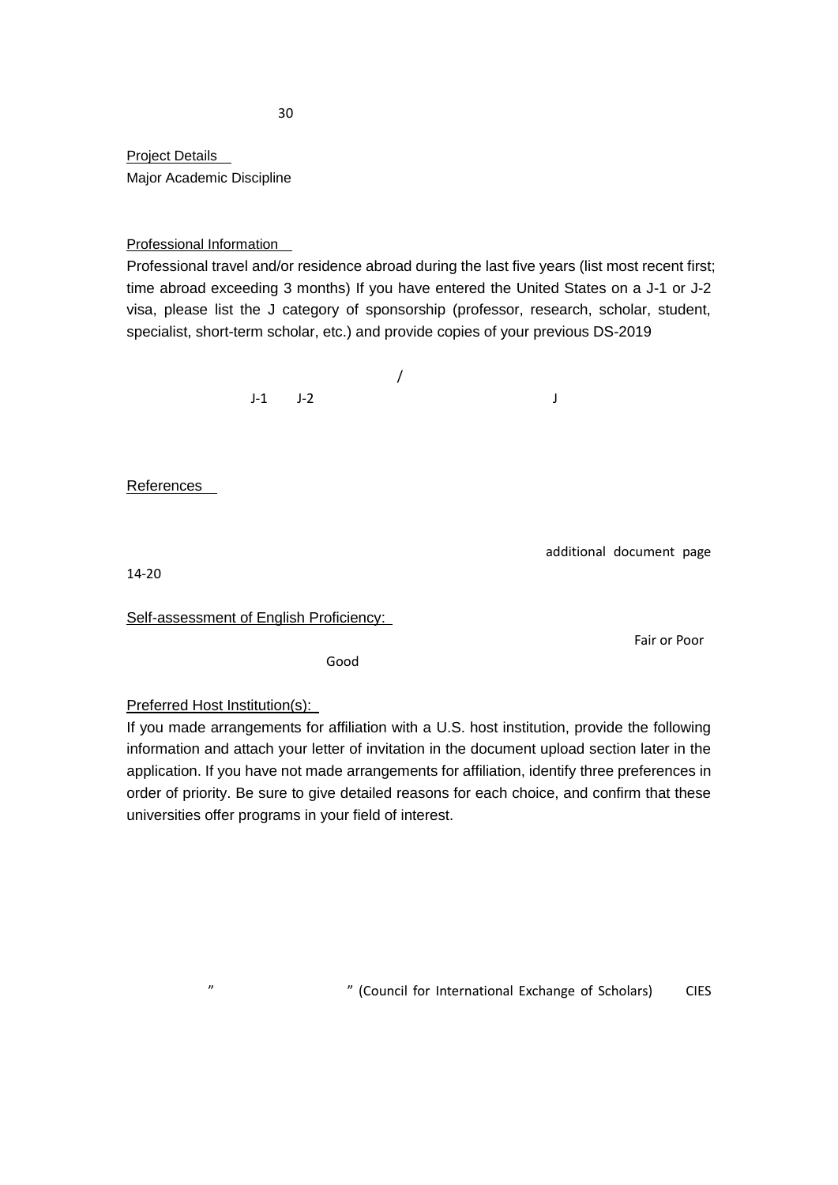30

Project Details

Major Academic Discipline

Professional Information

Professional travel and/or residence abroad during the last five years (list most recent first; time abroad exceeding 3 months) If you have entered the United States on a J-1 or J-2 visa, please list the J category of sponsorship (professor, research, scholar, student, specialist, short-term scholar, etc.) and provide copies of your previous DS-2019

/

J-1 J-2 J

References

additional document page 14-20

Self-assessment of English Proficiency:

Fair or Poor

Good

Preferred Host Institution(s):

If you made arrangements for affiliation with a U.S. host institution, provide the following information and attach your letter of invitation in the document upload section later in the application. If you have not made arrangements for affiliation, identify three preferences in order of priority. Be sure to give detailed reasons for each choice, and confirm that these universities offer programs in your field of interest.

" " (Council for International Exchange of Scholars) CIES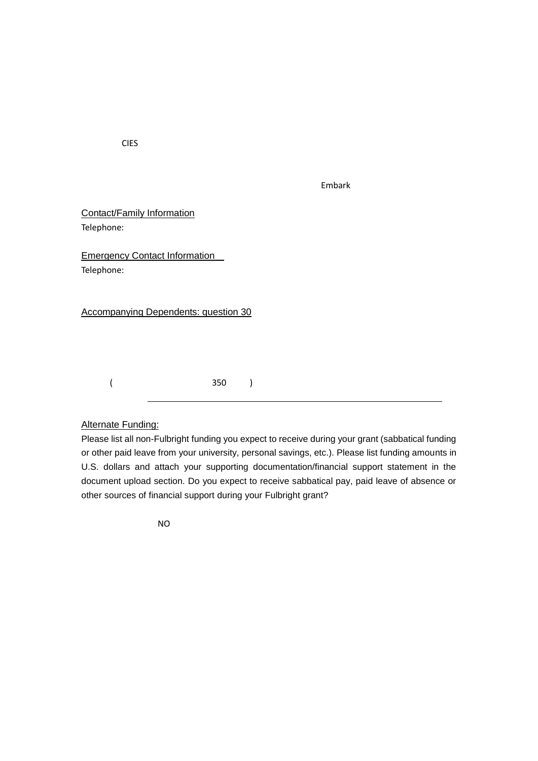CIES

Embark

Contact/Family Information

Telephone:

Emergency Contact Information

Telephone:

Accompanying Dependents: question 30

( 350 )

---

Alternate Funding:

Please list all non-Fulbright funding you expect to receive during your grant (sabbatical funding or other paid leave from your university, personal savings, etc.). Please list funding amounts in U.S. dollars and attach your supporting documentation/financial support statement in the document upload section. Do you expect to receive sabbatical pay, paid leave of absence or other sources of financial support during your Fulbright grant?

NO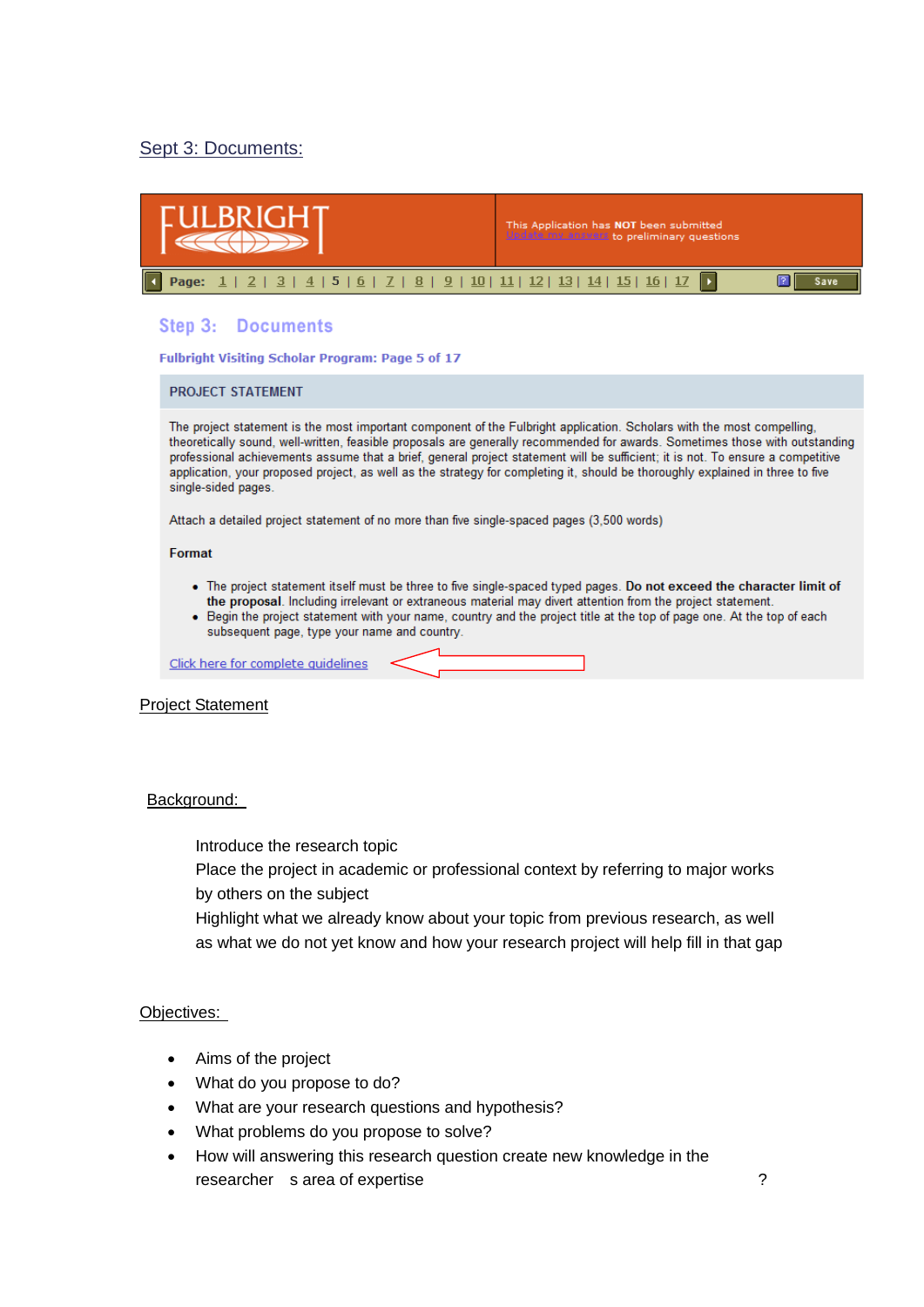Sept 3: Documents:

FULBRIGHT

This Application has **NOT** been submitted
Update my answers to preliminary questions

Page: 1 | 2 | 3 | 4 | 5 | 6 | 7 | 8 | 9 | 10 | 11 | 12 | 13 | 14 | 15 | 16 | 17 Save

## Step 3: Documents

**Fulbright Visiting Scholar Program: Page 5 of 17**

PROJECT STATEMENT

The project statement is the most important component of the Fulbright application. Scholars with the most compelling, theoretically sound, well-written, feasible proposals are generally recommended for awards. Sometimes those with outstanding professional achievements assume that a brief, general project statement will be sufficient; it is not. To ensure a competitive application, your proposed project, as well as the strategy for completing it, should be thoroughly explained in three to five single-sided pages.

Attach a detailed project statement of no more than five single-spaced pages (3,500 words)

**Format**

- The project statement itself must be three to five single-spaced typed pages. **Do not exceed the character limit of the proposal**. Including irrelevant or extraneous material may divert attention from the project statement.
- Begin the project statement with your name, country and the project title at the top of page one. At the top of each subsequent page, type your name and country.

Click here for complete guidelines

Project Statement

Background:

Introduce the research topic
Place the project in academic or professional context by referring to major works by others on the subject
Highlight what we already know about your topic from previous research, as well as what we do not yet know and how your research project will help fill in that gap

Objectives:

- Aims of the project
- What do you propose to do?
- What are your research questions and hypothesis?
- What problems do you propose to solve?
- How will answering this research question create new knowledge in the researcher s area of expertise ?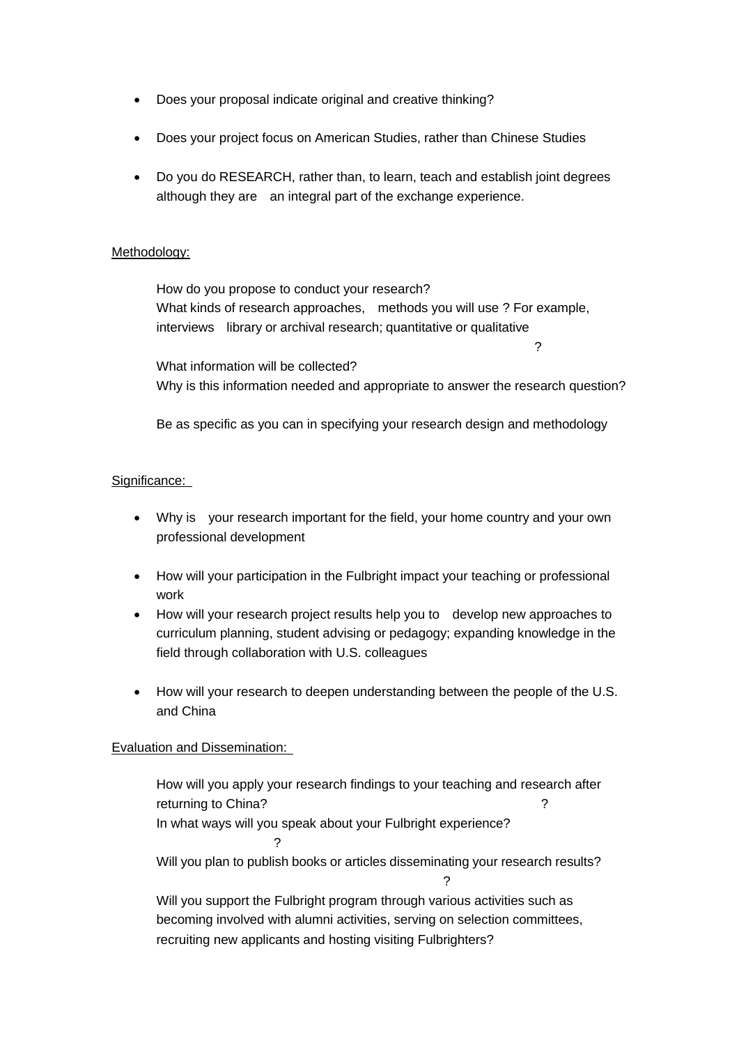- Does your proposal indicate original and creative thinking?

- Does your project focus on American Studies, rather than Chinese Studies

- Do you do RESEARCH, rather than, to learn, teach and establish joint degrees although they are an integral part of the exchange experience.

Methodology:

How do you propose to conduct your research?
What kinds of research approaches, methods you will use ? For example, interviews library or archival research; quantitative or qualitative
?
What information will be collected?
Why is this information needed and appropriate to answer the research question?

Be as specific as you can in specifying your research design and methodology

Significance:

- Why is your research important for the field, your home country and your own professional development

- How will your participation in the Fulbright impact your teaching or professional work
- How will your research project results help you to develop new approaches to curriculum planning, student advising or pedagogy; expanding knowledge in the field through collaboration with U.S. colleagues

- How will your research to deepen understanding between the people of the U.S. and China

Evaluation and Dissemination:

How will you apply your research findings to your teaching and research after returning to China? ?
In what ways will you speak about your Fulbright experience?
?
Will you plan to publish books or articles disseminating your research results?
?
Will you support the Fulbright program through various activities such as becoming involved with alumni activities, serving on selection committees, recruiting new applicants and hosting visiting Fulbrighters?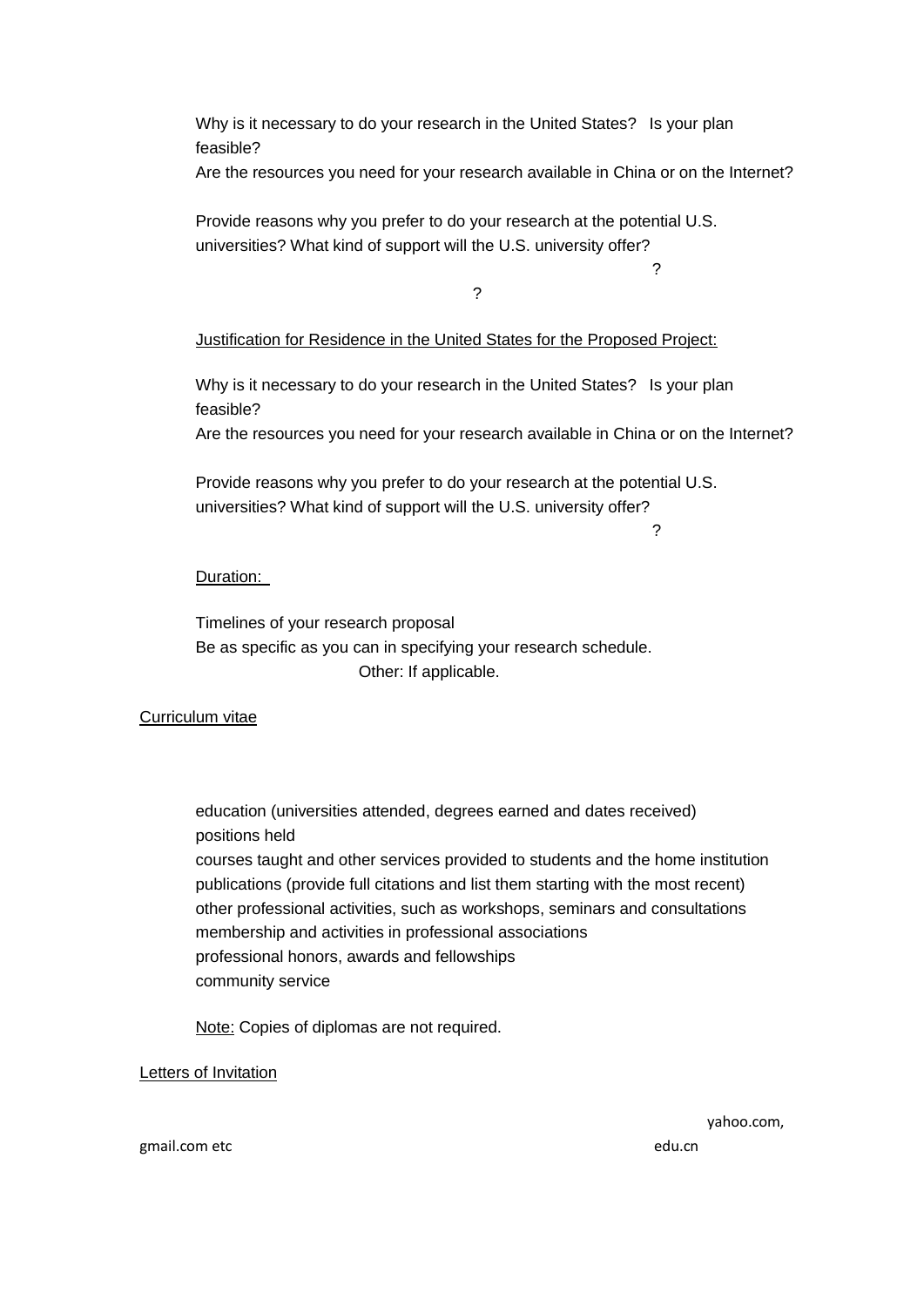Why is it necessary to do your research in the United States? Is your plan feasible?
Are the resources you need for your research available in China or on the Internet?

Provide reasons why you prefer to do your research at the potential U.S. universities? What kind of support will the U.S. university offer?

?

?

Justification for Residence in the United States for the Proposed Project:

Why is it necessary to do your research in the United States? Is your plan feasible?
Are the resources you need for your research available in China or on the Internet?

Provide reasons why you prefer to do your research at the potential U.S. universities? What kind of support will the U.S. university offer?

?

Duration:

Timelines of your research proposal
Be as specific as you can in specifying your research schedule.
Other: If applicable.

Curriculum vitae

education (universities attended, degrees earned and dates received)
positions held
courses taught and other services provided to students and the home institution
publications (provide full citations and list them starting with the most recent)
other professional activities, such as workshops, seminars and consultations
membership and activities in professional associations
professional honors, awards and fellowships
community service

Note: Copies of diplomas are not required.

Letters of Invitation

yahoo.com,
gmail.com etc edu.cn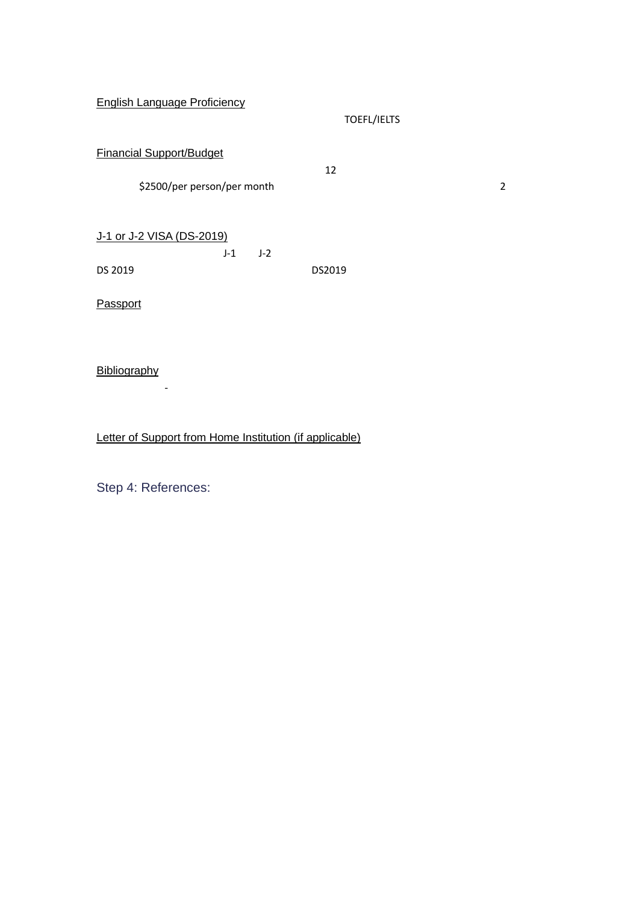English Language Proficiency

TOEFL/IELTS

Financial Support/Budget

12

$2500/per person/per month 2

J-1 or J-2 VISA (DS-2019)

J-1 J-2

DS 2019 DS2019

Passport

Bibliography

-

Letter of Support from Home Institution (if applicable)

Step 4: References: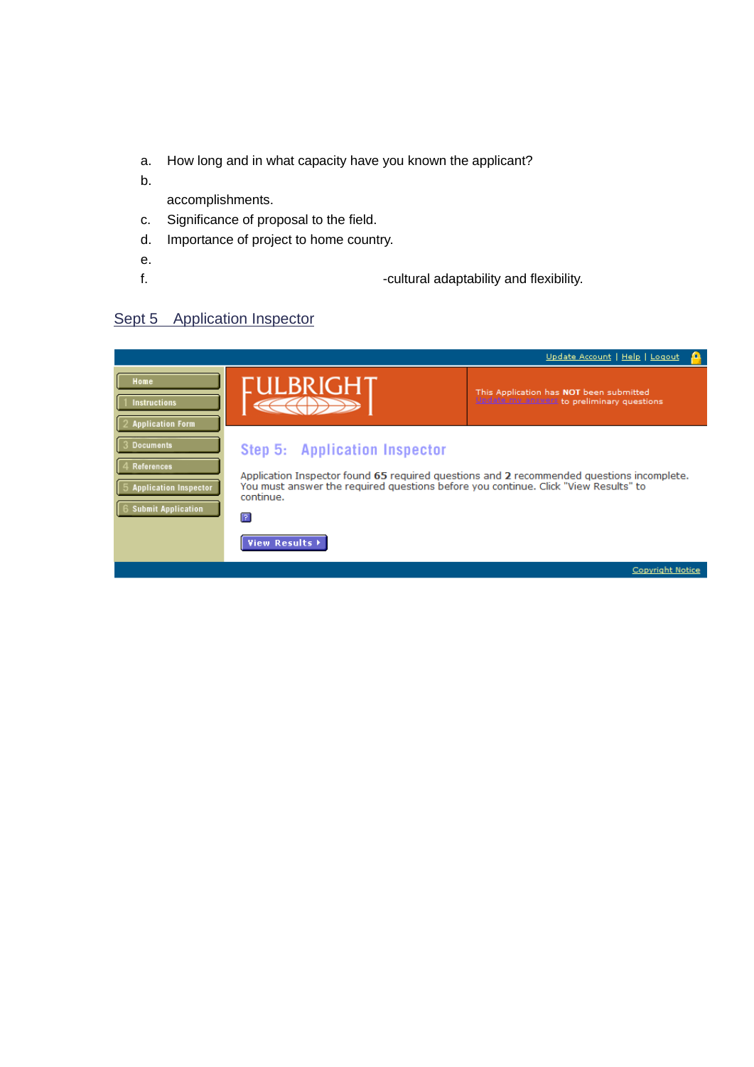a. How long and in what capacity have you known the applicant?
b.

   accomplishments.
c. Significance of proposal to the field.
d. Importance of project to home country.
e.
f. -cultural adaptability and flexibility.

## Sept 5 Application Inspector

Update Account | Help | Logout

- Home
- 1 Instructions
- 2 Application Form
- 3 Documents
- 4 References
- 5 Application Inspector
- 6 Submit Application

FULBRIGHT

This Application has **NOT** been submitted
Update my answers to preliminary questions

### Step 5: Application Inspector

Application Inspector found **65** required questions and **2** recommended questions incomplete. You must answer the required questions before you continue. Click "View Results" to continue.

?

View Results

Copyright Notice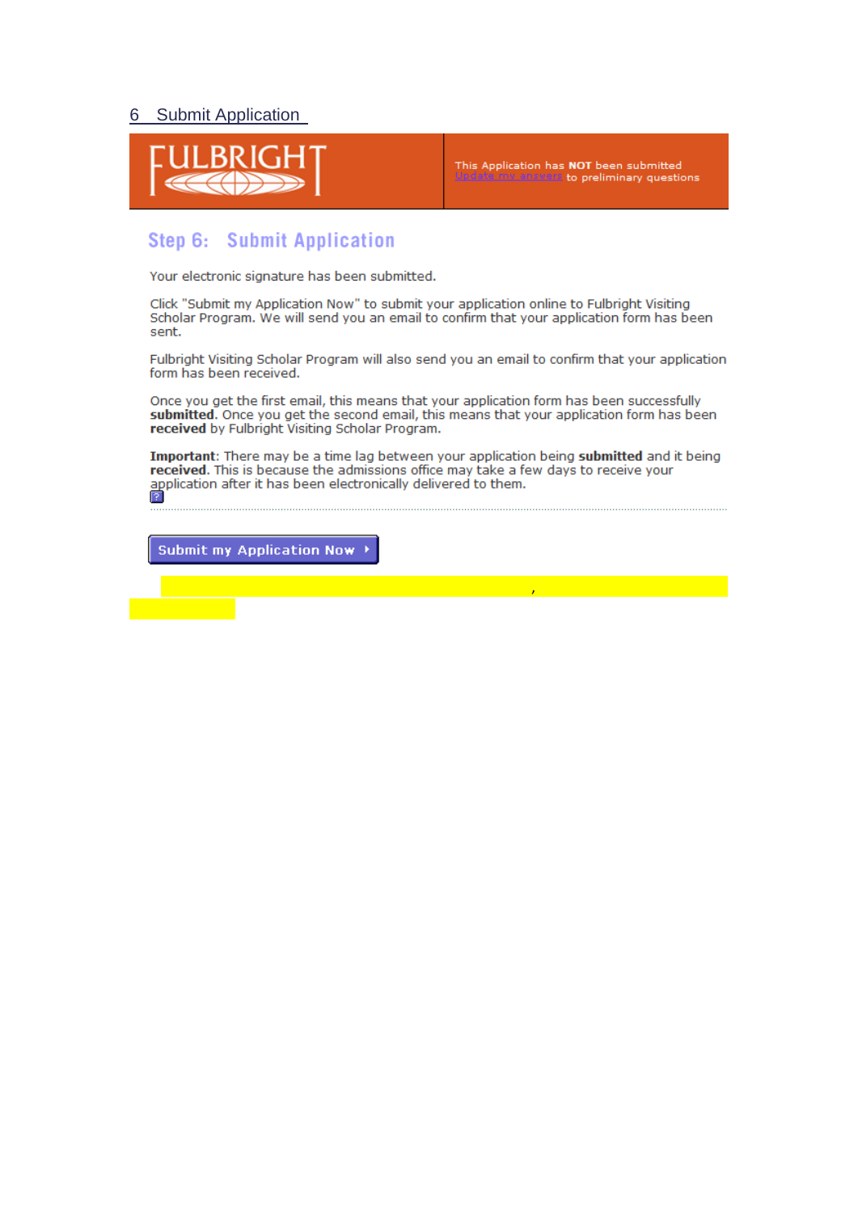## 6 Submit Application

FULBRIGHT

This Application has **NOT** been submitted
Update my answers to preliminary questions

### Step 6: Submit Application

Your electronic signature has been submitted.

Click "Submit my Application Now" to submit your application online to Fulbright Visiting Scholar Program. We will send you an email to confirm that your application form has been sent.

Fulbright Visiting Scholar Program will also send you an email to confirm that your application form has been received.

Once you get the first email, this means that your application form has been successfully **submitted**. Once you get the second email, this means that your application form has been **received** by Fulbright Visiting Scholar Program.

**Important**: There may be a time lag between your application being **submitted** and it being **received**. This is because the admissions office may take a few days to receive your application after it has been electronically delivered to them.

Submit my Application Now